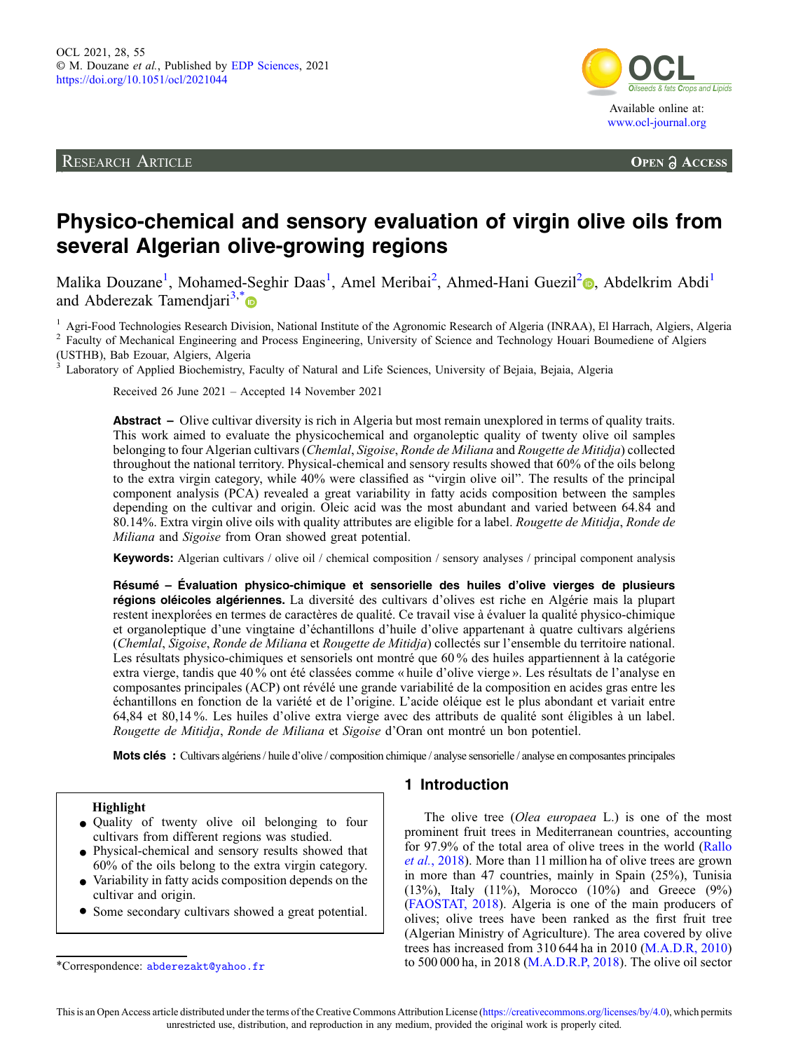Research Article — Open Access

# Physico-chemical and sensory evaluation of virgin olive oils from several Algerian olive-growing regions

Malika Douzane[1], Mohamed-Seghir Daas[1], Amel Meribai[2], Ahmed-Hani Guezil[2], Abdelkrim Abdi[1] and Abderezak Tamendjari[3,*]

[1] Agri-Food Technologies Research Division, National Institute of the Agronomic Research of Algeria (INRAA), El Harrach, Algiers, Algeria
[2] Faculty of Mechanical Engineering and Process Engineering, University of Science and Technology Houari Boumediene of Algiers (USTHB), Bab Ezouar, Algiers, Algeria
[3] Laboratory of Applied Biochemistry, Faculty of Natural and Life Sciences, University of Bejaia, Bejaia, Algeria

Received 26 June 2021 – Accepted 14 November 2021

**Abstract –** Olive cultivar diversity is rich in Algeria but most remain unexplored in terms of quality traits. This work aimed to evaluate the physicochemical and organoleptic quality of twenty olive oil samples belonging to four Algerian cultivars (*Chemlal*, *Sigoise*, *Ronde de Miliana* and *Rougette de Mitidja*) collected throughout the national territory. Physical-chemical and sensory results showed that 60% of the oils belong to the extra virgin category, while 40% were classified as "virgin olive oil". The results of the principal component analysis (PCA) revealed a great variability in fatty acids composition between the samples depending on the cultivar and origin. Oleic acid was the most abundant and varied between 64.84 and 80.14%. Extra virgin olive oils with quality attributes are eligible for a label. *Rougette de Mitidja*, *Ronde de Miliana* and *Sigoise* from Oran showed great potential.

**Keywords:** Algerian cultivars / olive oil / chemical composition / sensory analyses / principal component analysis

**Résumé – Évaluation physico-chimique et sensorielle des huiles d'olive vierges de plusieurs régions oléicoles algériennes.** La diversité des cultivars d'olives est riche en Algérie mais la plupart restent inexplorées en termes de caractères de qualité. Ce travail vise à évaluer la qualité physico-chimique et organoleptique d'une vingtaine d'échantillons d'huile d'olive appartenant à quatre cultivars algériens (*Chemlal*, *Sigoise*, *Ronde de Miliana* et *Rougette de Mitidja*) collectés sur l'ensemble du territoire national. Les résultats physico-chimiques et sensoriels ont montré que 60 % des huiles appartiennent à la catégorie extra vierge, tandis que 40 % ont été classées comme « huile d'olive vierge ». Les résultats de l'analyse en composantes principales (ACP) ont révélé une grande variabilité de la composition en acides gras entre les échantillons en fonction de la variété et de l'origine. L'acide oléique est le plus abondant et variait entre 64,84 et 80,14 %. Les huiles d'olive extra vierge avec des attributs de qualité sont éligibles à un label. *Rougette de Mitidja*, *Ronde de Miliana* et *Sigoise* d'Oran ont montré un bon potentiel.

**Mots clés :** Cultivars algériens / huile d'olive / composition chimique / analyse sensorielle / analyse en composantes principales

**Highlight**

- Quality of twenty olive oil belonging to four cultivars from different regions was studied.
- Physical-chemical and sensory results showed that 60% of the oils belong to the extra virgin category.
- Variability in fatty acids composition depends on the cultivar and origin.
- Some secondary cultivars showed a great potential.

*Correspondence: abderezakt@yahoo.fr

## 1 Introduction

The olive tree (*Olea europaea* L.) is one of the most prominent fruit trees in Mediterranean countries, accounting for 97.9% of the total area of olive trees in the world (Rallo *et al.*, 2018). More than 11 million ha of olive trees are grown in more than 47 countries, mainly in Spain (25%), Tunisia (13%), Italy (11%), Morocco (10%) and Greece (9%) (FAOSTAT, 2018). Algeria is one of the main producers of olives; olive trees have been ranked as the first fruit tree (Algerian Ministry of Agriculture). The area covered by olive trees has increased from 310 644 ha in 2010 (M.A.D.R, 2010) to 500 000 ha, in 2018 (M.A.D.R.P, 2018). The olive oil sector

This is an Open Access article distributed under the terms of the Creative Commons Attribution License (https://creativecommons.org/licenses/by/4.0), which permits unrestricted use, distribution, and reproduction in any medium, provided the original work is properly cited.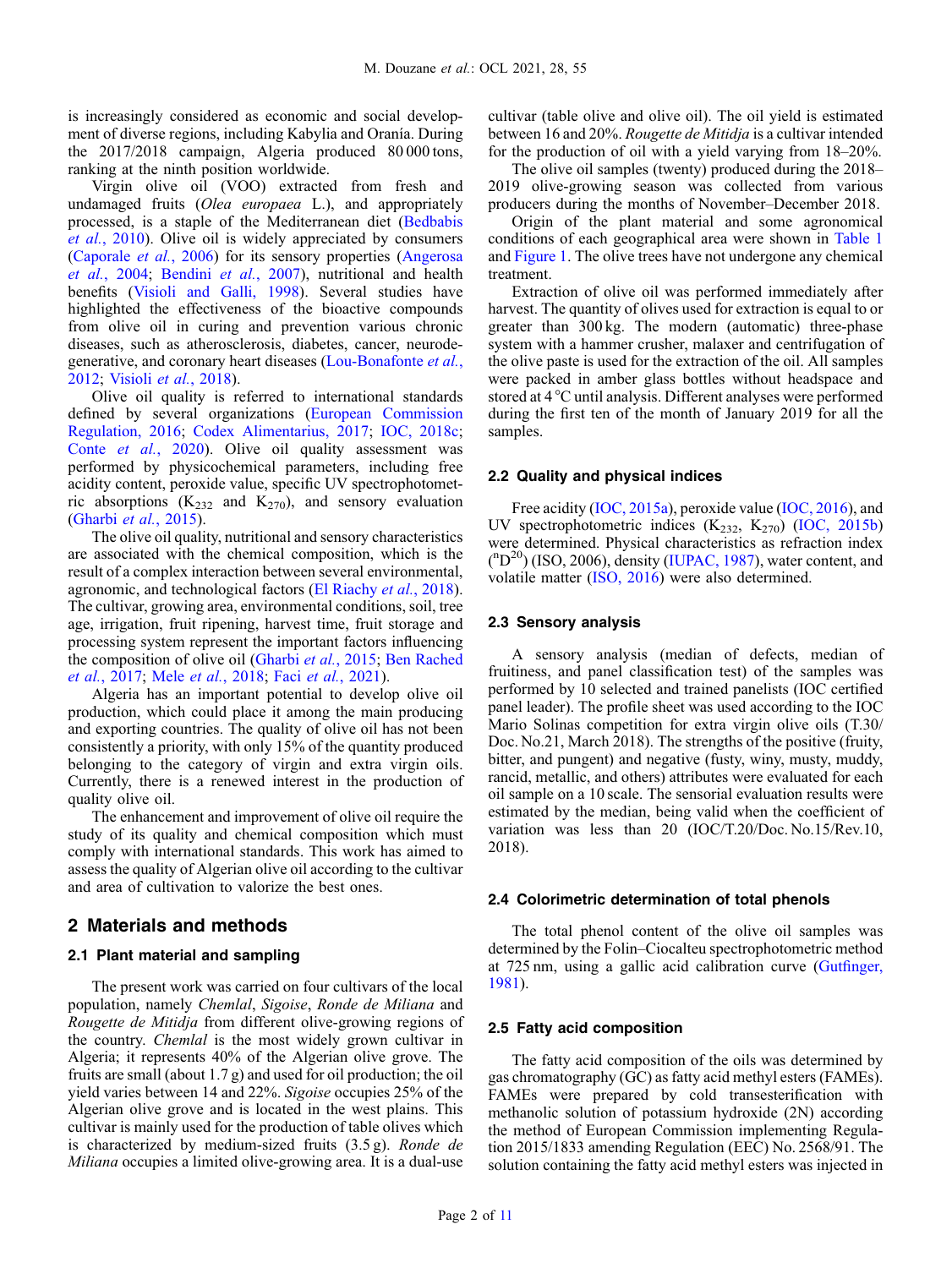is increasingly considered as economic and social development of diverse regions, including Kabylia and Oranía. During the 2017/2018 campaign, Algeria produced 80 000 tons, ranking at the ninth position worldwide.

Virgin olive oil (VOO) extracted from fresh and undamaged fruits (*Olea europaea* L.), and appropriately processed, is a staple of the Mediterranean diet (Bedbabis *et al.*, 2010). Olive oil is widely appreciated by consumers (Caporale *et al.*, 2006) for its sensory properties (Angerosa *et al.*, 2004; Bendini *et al.*, 2007), nutritional and health benefits (Visioli and Galli, 1998). Several studies have highlighted the effectiveness of the bioactive compounds from olive oil in curing and prevention various chronic diseases, such as atherosclerosis, diabetes, cancer, neurodegenerative, and coronary heart diseases (Lou-Bonafonte *et al.*, 2012; Visioli *et al.*, 2018).

Olive oil quality is referred to international standards defined by several organizations (European Commission Regulation, 2016; Codex Alimentarius, 2017; IOC, 2018c; Conte *et al.*, 2020). Olive oil quality assessment was performed by physicochemical parameters, including free acidity content, peroxide value, specific UV spectrophotometric absorptions ($K_{232}$ and $K_{270}$), and sensory evaluation (Gharbi *et al.*, 2015).

The olive oil quality, nutritional and sensory characteristics are associated with the chemical composition, which is the result of a complex interaction between several environmental, agronomic, and technological factors (El Riachy *et al.*, 2018). The cultivar, growing area, environmental conditions, soil, tree age, irrigation, fruit ripening, harvest time, fruit storage and processing system represent the important factors influencing the composition of olive oil (Gharbi *et al.*, 2015; Ben Rached *et al.*, 2017; Mele *et al.*, 2018; Faci *et al.*, 2021).

Algeria has an important potential to develop olive oil production, which could place it among the main producing and exporting countries. The quality of olive oil has not been consistently a priority, with only 15% of the quantity produced belonging to the category of virgin and extra virgin oils. Currently, there is a renewed interest in the production of quality olive oil.

The enhancement and improvement of olive oil require the study of its quality and chemical composition which must comply with international standards. This work has aimed to assess the quality of Algerian olive oil according to the cultivar and area of cultivation to valorize the best ones.

## 2 Materials and methods

### 2.1 Plant material and sampling

The present work was carried on four cultivars of the local population, namely *Chemlal*, *Sigoise*, *Ronde de Miliana* and *Rougette de Mitidja* from different olive-growing regions of the country. *Chemlal* is the most widely grown cultivar in Algeria; it represents 40% of the Algerian olive grove. The fruits are small (about 1.7 g) and used for oil production; the oil yield varies between 14 and 22%. *Sigoise* occupies 25% of the Algerian olive grove and is located in the west plains. This cultivar is mainly used for the production of table olives which is characterized by medium-sized fruits (3.5 g). *Ronde de Miliana* occupies a limited olive-growing area. It is a dual-use cultivar (table olive and olive oil). The oil yield is estimated between 16 and 20%. *Rougette de Mitidja* is a cultivar intended for the production of oil with a yield varying from 18–20%.

The olive oil samples (twenty) produced during the 2018–2019 olive-growing season was collected from various producers during the months of November–December 2018.

Origin of the plant material and some agronomical conditions of each geographical area were shown in Table 1 and Figure 1. The olive trees have not undergone any chemical treatment.

Extraction of olive oil was performed immediately after harvest. The quantity of olives used for extraction is equal to or greater than 300 kg. The modern (automatic) three-phase system with a hammer crusher, malaxer and centrifugation of the olive paste is used for the extraction of the oil. All samples were packed in amber glass bottles without headspace and stored at 4 °C until analysis. Different analyses were performed during the first ten of the month of January 2019 for all the samples.

### 2.2 Quality and physical indices

Free acidity (IOC, 2015a), peroxide value (IOC, 2016), and UV spectrophotometric indices ($K_{232}$, $K_{270}$) (IOC, 2015b) were determined. Physical characteristics as refraction index (${}^{n}D^{20}$) (ISO, 2006), density (IUPAC, 1987), water content, and volatile matter (ISO, 2016) were also determined.

### 2.3 Sensory analysis

A sensory analysis (median of defects, median of fruitiness, and panel classification test) of the samples was performed by 10 selected and trained panelists (IOC certified panel leader). The profile sheet was used according to the IOC Mario Solinas competition for extra virgin olive oils (T.30/Doc. No.21, March 2018). The strengths of the positive (fruity, bitter, and pungent) and negative (fusty, winy, musty, muddy, rancid, metallic, and others) attributes were evaluated for each oil sample on a 10 scale. The sensorial evaluation results were estimated by the median, being valid when the coefficient of variation was less than 20 (IOC/T.20/Doc. No.15/Rev.10, 2018).

### 2.4 Colorimetric determination of total phenols

The total phenol content of the olive oil samples was determined by the Folin–Ciocalteu spectrophotometric method at 725 nm, using a gallic acid calibration curve (Gutfinger, 1981).

### 2.5 Fatty acid composition

The fatty acid composition of the oils was determined by gas chromatography (GC) as fatty acid methyl esters (FAMEs). FAMEs were prepared by cold transesterification with methanolic solution of potassium hydroxide (2N) according the method of European Commission implementing Regulation 2015/1833 amending Regulation (EEC) No. 2568/91. The solution containing the fatty acid methyl esters was injected in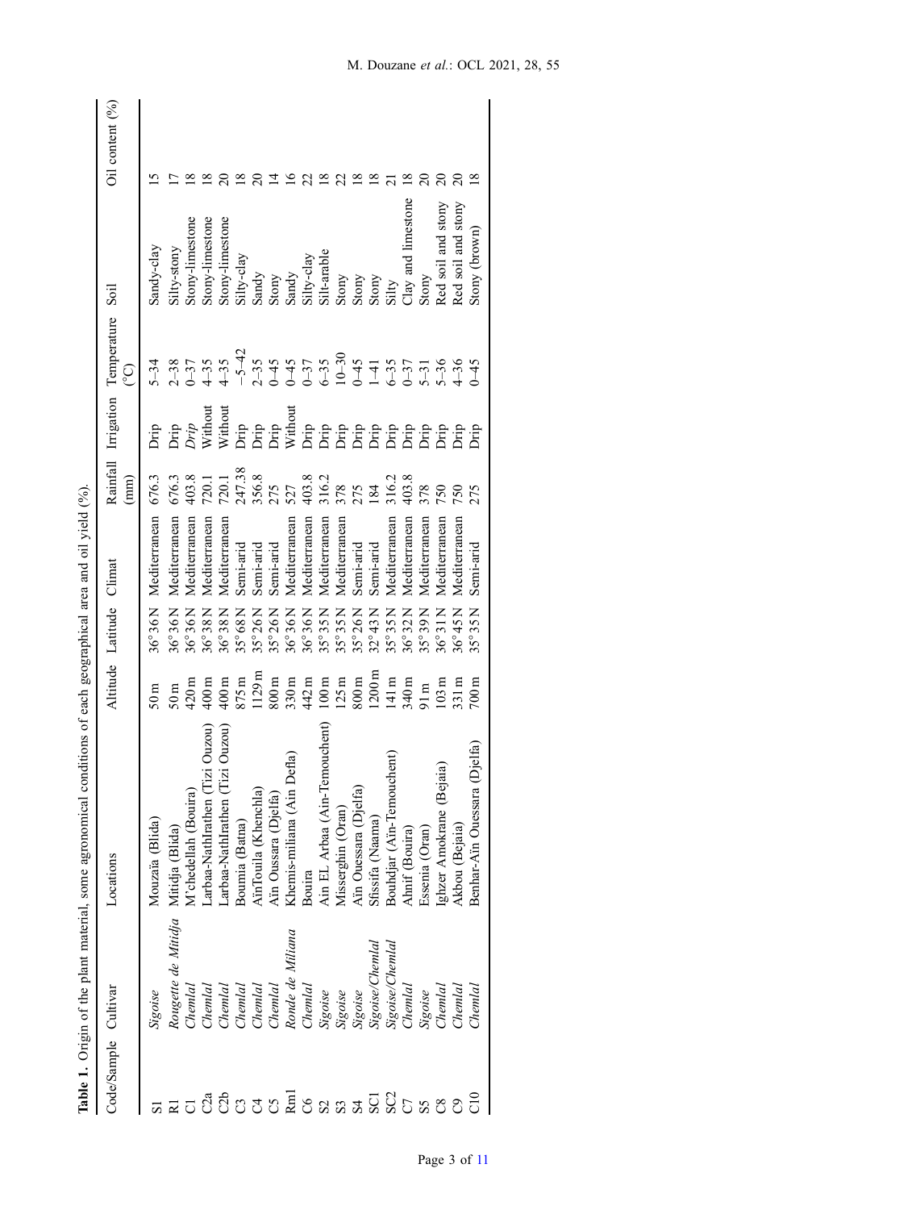**Table 1.** Origin of the plant material, some agronomical conditions of each geographical area and oil yield (%).

| Code/Sample | Cultivar | Locations | Altitude | Latitude | Climat | Rainfall (mm) | Irrigation | Temperature (°C) | Soil | Oil content (%) |
|---|---|---|---|---|---|---|---|---|---|---|
| S1 | *Sigoise* | Mouzaïa (Blida) | 50 m | 36°36 N | Mediterranean | 676.3 | Drip | 5–34 | Sandy-clay | 15 |
| R1 | *Rougette de Mitidja* | Mitidja (Blida) | 50 m | 36°36 N | Mediterranean | 676.3 | Drip | 2–38 | Silty-stony | 17 |
| C1 | *Chemlal* | M'chedellah (Bouira) | 420 m | 36°36 N | Mediterranean | 403.8 | *Drip* | 0–37 | Stony-limestone | 18 |
| C2a | *Chemlal* | Larbaa-NathIrathen (Tizi Ouzou) | 400 m | 36°38 N | Mediterranean | 720.1 | Without | 4–35 | Stony-limestone | 18 |
| C2b | *Chemlal* | Larbaa-NathIrathen (Tizi Ouzou) | 400 m | 36°38 N | Mediterranean | 720.1 | Without | 4–35 | Stony-limestone | 20 |
| C3 | *Chemlal* | Boumia (Batna) | 875 m | 35°68 N | Semi-arid | 247.38 | Drip | −5–42 | Silty-clay | 18 |
| C4 | *Chemlal* | AïnTouila (Khenchla) | 1129 m | 35°26 N | Semi-arid | 356.8 | Drip | 2–35 | Sandy | 20 |
| C5 | *Chemlal* | Aïn Oussara (Djelfa) | 800 m | 35°26 N | Semi-arid | 275 | Drip | 0–45 | Stony | 14 |
| Rm1 | *Ronde de Miliana* | Khemis-miliana (Aïn Defla) | 330 m | 36°36 N | Mediterranean | 527 | Without | 0–45 | Sandy | 16 |
| C6 | *Chemlal* | Bouira | 442 m | 36°36 N | Mediterranean | 403.8 | Drip | 0–37 | Silty-clay | 22 |
| S2 | *Sigoise* | Aïn EL Arbaa (Aïn-Temouchent) | 100 m | 35°35 N | Mediterranean | 316.2 | Drip | 6–35 | Silt-arable | 18 |
| S3 | *Sigoise* | Misserghin (Oran) | 125 m | 35°35 N | Mediterranean | 378 | Drip | 10–30 | Stony | 22 |
| S4 | *Sigoise* | Aïn Ouessara (Djelfa) | 800 m | 35°26 N | Semi-arid | 275 | Drip | 0–45 | Stony | 18 |
| SC1 | *Sigoise/Chemlal* | Sfissifa (Naama) | 1200 m | 32°43 N | Semi-arid | 184 | Drip | 1–41 | Stony | 18 |
| SC2 | *Sigoise/Chemlal* | Bouhdjar (Aïn-Temouchent) | 141 m | 35°35 N | Mediterranean | 316.2 | Drip | 6–35 | Silty | 21 |
| C7 | *Chemlal* | Ahnif (Bouira) | 340 m | 36°32 N | Mediterranean | 403.8 | Drip | 0–37 | Clay and limestone | 18 |
| S5 | *Sigoise* | Essenia (Oran) | 91 m | 35°39 N | Mediterranean | 378 | Drip | 5–31 | Stony | 20 |
| C8 | *Chemlal* | Ighzer Amokrane (Bejaia) | 103 m | 36°31 N | Mediterranean | 750 | Drip | 5–36 | Red soil and stony | 20 |
| C9 | *Chemlal* | Akbou (Bejaia) | 331 m | 36°45 N | Mediterranean | 750 | Drip | 4–36 | Red soil and stony | 20 |
| C10 | *Chemlal* | Benhar-Aïn Ouessara (Djelfa) | 700 m | 35°35 N | Semi-arid | 275 | Drip | 0–45 | Stony (brown) | 18 |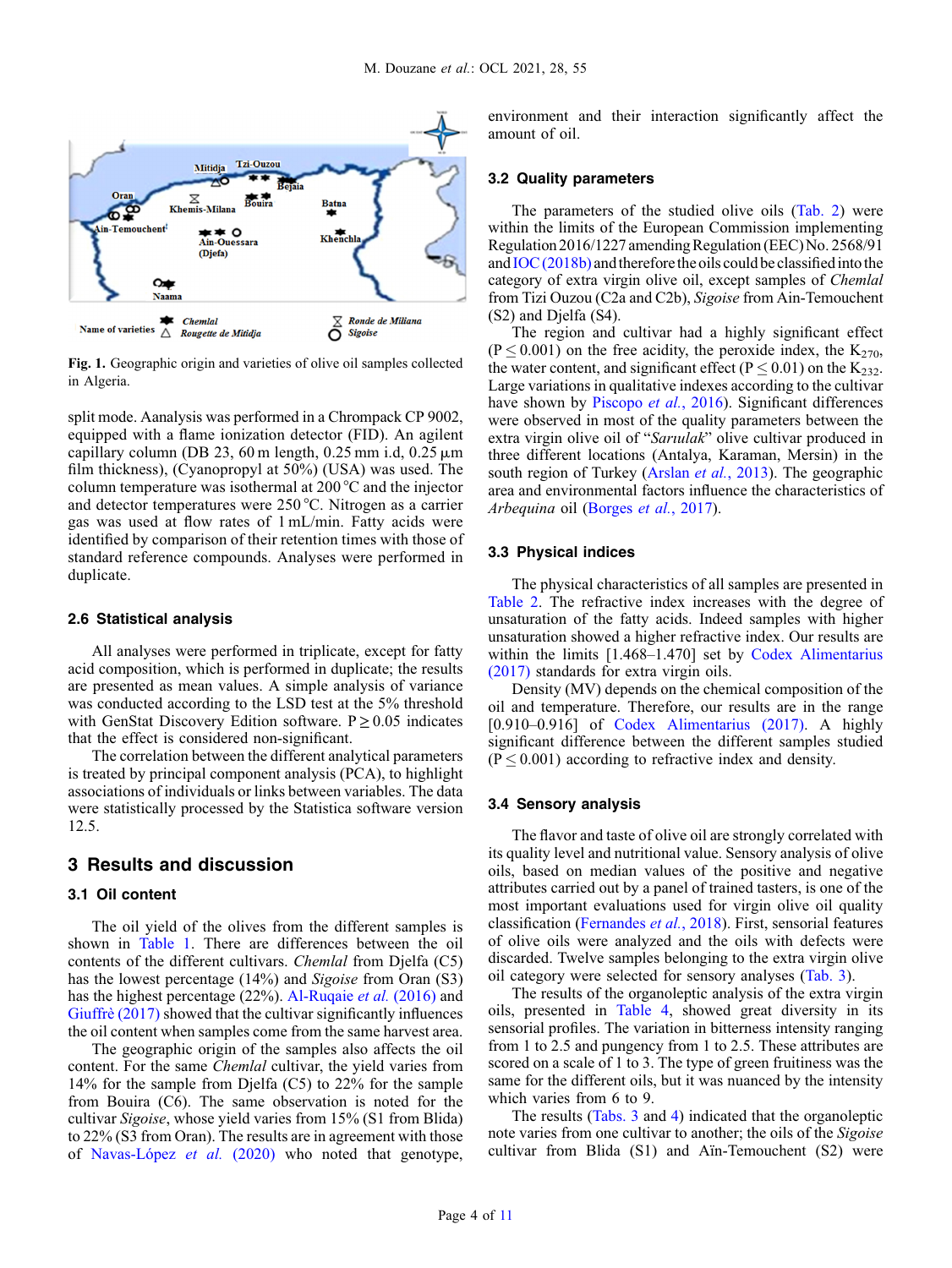**Fig. 1.** Geographic origin and varieties of olive oil samples collected in Algeria.

split mode. Aanalysis was performed in a Chrompack CP 9002, equipped with a flame ionization detector (FID). An agilent capillary column (DB 23, 60 m length, 0.25 mm i.d, 0.25 µm film thickness), (Cyanopropyl at 50%) (USA) was used. The column temperature was isothermal at 200 °C and the injector and detector temperatures were 250 °C. Nitrogen as a carrier gas was used at flow rates of 1 mL/min. Fatty acids were identified by comparison of their retention times with those of standard reference compounds. Analyses were performed in duplicate.

### 2.6 Statistical analysis

All analyses were performed in triplicate, except for fatty acid composition, which is performed in duplicate; the results are presented as mean values. A simple analysis of variance was conducted according to the LSD test at the 5% threshold with GenStat Discovery Edition software. $P \geq 0.05$ indicates that the effect is considered non-significant.

The correlation between the different analytical parameters is treated by principal component analysis (PCA), to highlight associations of individuals or links between variables. The data were statistically processed by the Statistica software version 12.5.

## 3 Results and discussion

### 3.1 Oil content

The oil yield of the olives from the different samples is shown in Table 1. There are differences between the oil contents of the different cultivars. *Chemlal* from Djelfa (C5) has the lowest percentage (14%) and *Sigoise* from Oran (S3) has the highest percentage (22%). Al-Ruqaie *et al.* (2016) and Giuffrè (2017) showed that the cultivar significantly influences the oil content when samples come from the same harvest area.

The geographic origin of the samples also affects the oil content. For the same *Chemlal* cultivar, the yield varies from 14% for the sample from Djelfa (C5) to 22% for the sample from Bouira (C6). The same observation is noted for the cultivar *Sigoise*, whose yield varies from 15% (S1 from Blida) to 22% (S3 from Oran). The results are in agreement with those of Navas-López *et al.* (2020) who noted that genotype, environment and their interaction significantly affect the amount of oil.

### 3.2 Quality parameters

The parameters of the studied olive oils (Tab. 2) were within the limits of the European Commission implementing Regulation 2016/1227 amending Regulation (EEC) No. 2568/91 and IOC (2018b) and therefore the oils could be classified into the category of extra virgin olive oil, except samples of *Chemlal* from Tizi Ouzou (C2a and C2b), *Sigoise* from Ain-Temouchent (S2) and Djelfa (S4).

The region and cultivar had a highly significant effect ($P \leq 0.001$) on the free acidity, the peroxide index, the $K_{270}$, the water content, and significant effect ($P \leq 0.01$) on the $K_{232}$. Large variations in qualitative indexes according to the cultivar have shown by Piscopo *et al.*, 2016). Significant differences were observed in most of the quality parameters between the extra virgin olive oil of "*Sarıulak*" olive cultivar produced in three different locations (Antalya, Karaman, Mersin) in the south region of Turkey (Arslan *et al.*, 2013). The geographic area and environmental factors influence the characteristics of *Arbequina* oil (Borges *et al.*, 2017).

### 3.3 Physical indices

The physical characteristics of all samples are presented in Table 2. The refractive index increases with the degree of unsaturation of the fatty acids. Indeed samples with higher unsaturation showed a higher refractive index. Our results are within the limits [1.468–1.470] set by Codex Alimentarius (2017) standards for extra virgin oils.

Density (MV) depends on the chemical composition of the oil and temperature. Therefore, our results are in the range [0.910–0.916] of Codex Alimentarius (2017). A highly significant difference between the different samples studied ($P \leq 0.001$) according to refractive index and density.

### 3.4 Sensory analysis

The flavor and taste of olive oil are strongly correlated with its quality level and nutritional value. Sensory analysis of olive oils, based on median values of the positive and negative attributes carried out by a panel of trained tasters, is one of the most important evaluations used for virgin olive oil quality classification (Fernandes *et al.*, 2018). First, sensorial features of olive oils were analyzed and the oils with defects were discarded. Twelve samples belonging to the extra virgin olive oil category were selected for sensory analyses (Tab. 3).

The results of the organoleptic analysis of the extra virgin oils, presented in Table 4, showed great diversity in its sensorial profiles. The variation in bitterness intensity ranging from 1 to 2.5 and pungency from 1 to 2.5. These attributes are scored on a scale of 1 to 3. The type of green fruitiness was the same for the different oils, but it was nuanced by the intensity which varies from 6 to 9.

The results (Tabs. 3 and 4) indicated that the organoleptic note varies from one cultivar to another; the oils of the *Sigoise* cultivar from Blida (S1) and Aïn-Temouchent (S2) were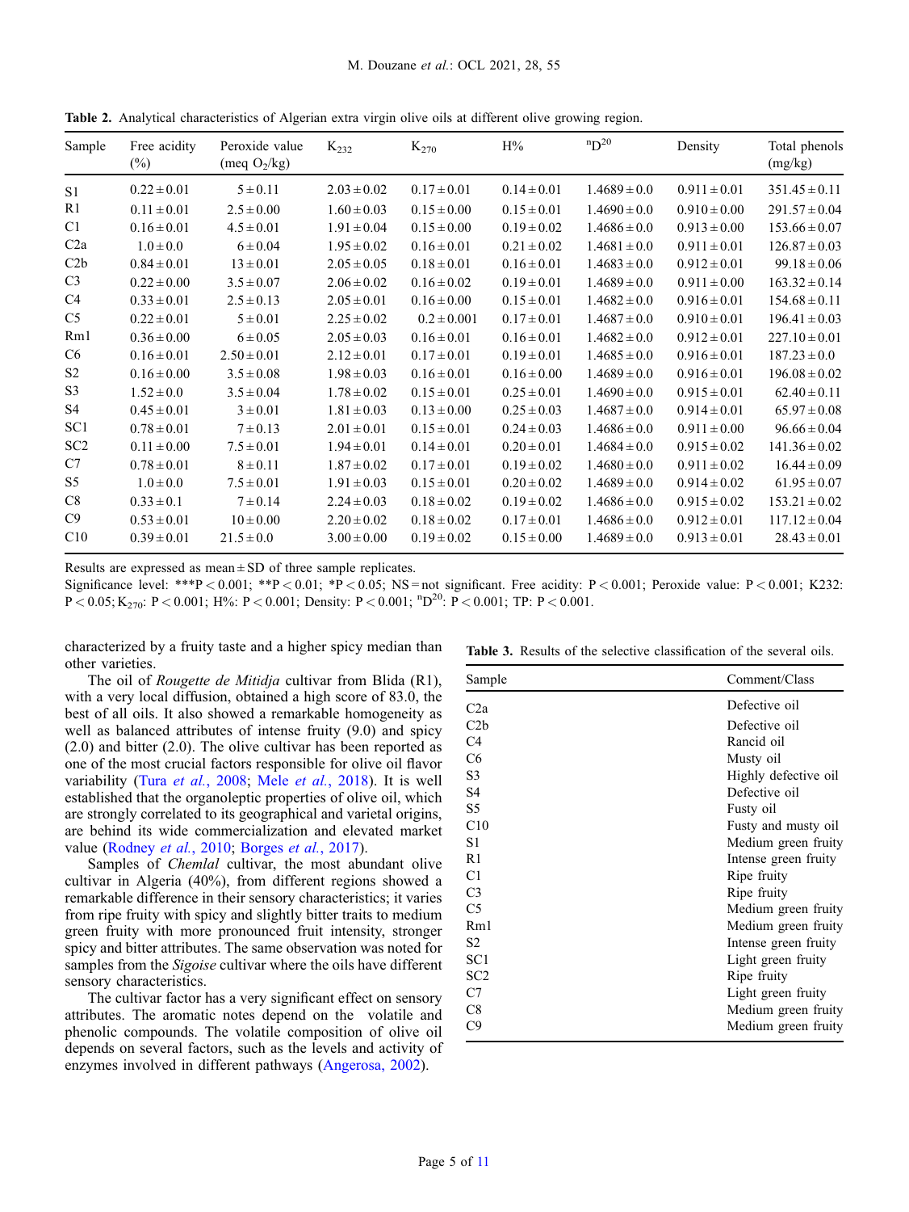**Table 2.** Analytical characteristics of Algerian extra virgin olive oils at different olive growing region.

| Sample | Free acidity (%) | Peroxide value (meq $O_2$/kg) | $K_{232}$ | $K_{270}$ | H% | $^{n}D^{20}$ | Density | Total phenols (mg/kg) |
|---|---|---|---|---|---|---|---|---|
| S1 | 0.22 ± 0.01 | 5 ± 0.11 | 2.03 ± 0.02 | 0.17 ± 0.01 | 0.14 ± 0.01 | 1.4689 ± 0.0 | 0.911 ± 0.01 | 351.45 ± 0.11 |
| R1 | 0.11 ± 0.01 | 2.5 ± 0.00 | 1.60 ± 0.03 | 0.15 ± 0.00 | 0.15 ± 0.01 | 1.4690 ± 0.0 | 0.910 ± 0.00 | 291.57 ± 0.04 |
| C1 | 0.16 ± 0.01 | 4.5 ± 0.01 | 1.91 ± 0.04 | 0.15 ± 0.00 | 0.19 ± 0.02 | 1.4686 ± 0.0 | 0.913 ± 0.00 | 153.66 ± 0.07 |
| C2a | 1.0 ± 0.0 | 6 ± 0.04 | 1.95 ± 0.02 | 0.16 ± 0.01 | 0.21 ± 0.02 | 1.4681 ± 0.0 | 0.911 ± 0.01 | 126.87 ± 0.03 |
| C2b | 0.84 ± 0.01 | 13 ± 0.01 | 2.05 ± 0.05 | 0.18 ± 0.01 | 0.16 ± 0.01 | 1.4683 ± 0.0 | 0.912 ± 0.01 | 99.18 ± 0.06 |
| C3 | 0.22 ± 0.00 | 3.5 ± 0.07 | 2.06 ± 0.02 | 0.16 ± 0.02 | 0.19 ± 0.01 | 1.4689 ± 0.0 | 0.911 ± 0.00 | 163.32 ± 0.14 |
| C4 | 0.33 ± 0.01 | 2.5 ± 0.13 | 2.05 ± 0.01 | 0.16 ± 0.00 | 0.15 ± 0.01 | 1.4682 ± 0.0 | 0.916 ± 0.01 | 154.68 ± 0.11 |
| C5 | 0.22 ± 0.01 | 5 ± 0.01 | 2.25 ± 0.02 | 0.2 ± 0.001 | 0.17 ± 0.01 | 1.4687 ± 0.0 | 0.910 ± 0.01 | 196.41 ± 0.03 |
| Rm1 | 0.36 ± 0.00 | 6 ± 0.05 | 2.05 ± 0.03 | 0.16 ± 0.01 | 0.16 ± 0.01 | 1.4682 ± 0.0 | 0.912 ± 0.01 | 227.10 ± 0.01 |
| C6 | 0.16 ± 0.01 | 2.50 ± 0.01 | 2.12 ± 0.01 | 0.17 ± 0.01 | 0.19 ± 0.01 | 1.4685 ± 0.0 | 0.916 ± 0.01 | 187.23 ± 0.0 |
| S2 | 0.16 ± 0.00 | 3.5 ± 0.08 | 1.98 ± 0.03 | 0.16 ± 0.01 | 0.16 ± 0.00 | 1.4689 ± 0.0 | 0.916 ± 0.01 | 196.08 ± 0.02 |
| S3 | 1.52 ± 0.0 | 3.5 ± 0.04 | 1.78 ± 0.02 | 0.15 ± 0.01 | 0.25 ± 0.01 | 1.4690 ± 0.0 | 0.915 ± 0.01 | 62.40 ± 0.11 |
| S4 | 0.45 ± 0.01 | 3 ± 0.01 | 1.81 ± 0.03 | 0.13 ± 0.00 | 0.25 ± 0.03 | 1.4687 ± 0.0 | 0.914 ± 0.01 | 65.97 ± 0.08 |
| SC1 | 0.78 ± 0.01 | 7 ± 0.13 | 2.01 ± 0.01 | 0.15 ± 0.01 | 0.24 ± 0.03 | 1.4686 ± 0.0 | 0.911 ± 0.00 | 96.66 ± 0.04 |
| SC2 | 0.11 ± 0.00 | 7.5 ± 0.01 | 1.94 ± 0.01 | 0.14 ± 0.01 | 0.20 ± 0.01 | 1.4684 ± 0.0 | 0.915 ± 0.02 | 141.36 ± 0.02 |
| C7 | 0.78 ± 0.01 | 8 ± 0.11 | 1.87 ± 0.02 | 0.17 ± 0.01 | 0.19 ± 0.02 | 1.4680 ± 0.0 | 0.911 ± 0.02 | 16.44 ± 0.09 |
| S5 | 1.0 ± 0.0 | 7.5 ± 0.01 | 1.91 ± 0.03 | 0.15 ± 0.01 | 0.20 ± 0.02 | 1.4689 ± 0.0 | 0.914 ± 0.02 | 61.95 ± 0.07 |
| C8 | 0.33 ± 0.1 | 7 ± 0.14 | 2.24 ± 0.03 | 0.18 ± 0.02 | 0.19 ± 0.02 | 1.4686 ± 0.0 | 0.915 ± 0.02 | 153.21 ± 0.02 |
| C9 | 0.53 ± 0.01 | 10 ± 0.00 | 2.20 ± 0.02 | 0.18 ± 0.02 | 0.17 ± 0.01 | 1.4686 ± 0.0 | 0.912 ± 0.01 | 117.12 ± 0.04 |
| C10 | 0.39 ± 0.01 | 21.5 ± 0.0 | 3.00 ± 0.00 | 0.19 ± 0.02 | 0.15 ± 0.00 | 1.4689 ± 0.0 | 0.913 ± 0.01 | 28.43 ± 0.01 |

Results are expressed as mean ± SD of three sample replicates.

Significance level: ***$P < 0.001$; **$P < 0.01$; *$P < 0.05$; NS = not significant. Free acidity: $P < 0.001$; Peroxide value: $P < 0.001$; K232: $P < 0.05$; $K_{270}$: $P < 0.001$; H%: $P < 0.001$; Density: $P < 0.001$; $^{n}D^{20}$: $P < 0.001$; TP: $P < 0.001$.

characterized by a fruity taste and a higher spicy median than other varieties.

The oil of *Rougette de Mitidja* cultivar from Blida (R1), with a very local diffusion, obtained a high score of 83.0, the best of all oils. It also showed a remarkable homogeneity as well as balanced attributes of intense fruity (9.0) and spicy (2.0) and bitter (2.0). The olive cultivar has been reported as one of the most crucial factors responsible for olive oil flavor variability (Tura *et al.*, 2008; Mele *et al.*, 2018). It is well established that the organoleptic properties of olive oil, which are strongly correlated to its geographical and varietal origins, are behind its wide commercialization and elevated market value (Rodney *et al.*, 2010; Borges *et al.*, 2017).

Samples of *Chemlal* cultivar, the most abundant olive cultivar in Algeria (40%), from different regions showed a remarkable difference in their sensory characteristics; it varies from ripe fruity with spicy and slightly bitter traits to medium green fruity with more pronounced fruit intensity, stronger spicy and bitter attributes. The same observation was noted for samples from the *Sigoise* cultivar where the oils have different sensory characteristics.

The cultivar factor has a very significant effect on sensory attributes. The aromatic notes depend on the volatile and phenolic compounds. The volatile composition of olive oil depends on several factors, such as the levels and activity of enzymes involved in different pathways (Angerosa, 2002).

**Table 3.** Results of the selective classification of the several oils.

| Sample | Comment/Class |
|---|---|
| C2a | Defective oil |
| C2b | Defective oil |
| C4 | Rancid oil |
| C6 | Musty oil |
| S3 | Highly defective oil |
| S4 | Defective oil |
| S5 | Fusty oil |
| C10 | Fusty and musty oil |
| S1 | Medium green fruity |
| R1 | Intense green fruity |
| C1 | Ripe fruity |
| C3 | Ripe fruity |
| C5 | Medium green fruity |
| Rm1 | Medium green fruity |
| S2 | Intense green fruity |
| SC1 | Light green fruity |
| SC2 | Ripe fruity |
| C7 | Light green fruity |
| C8 | Medium green fruity |
| C9 | Medium green fruity |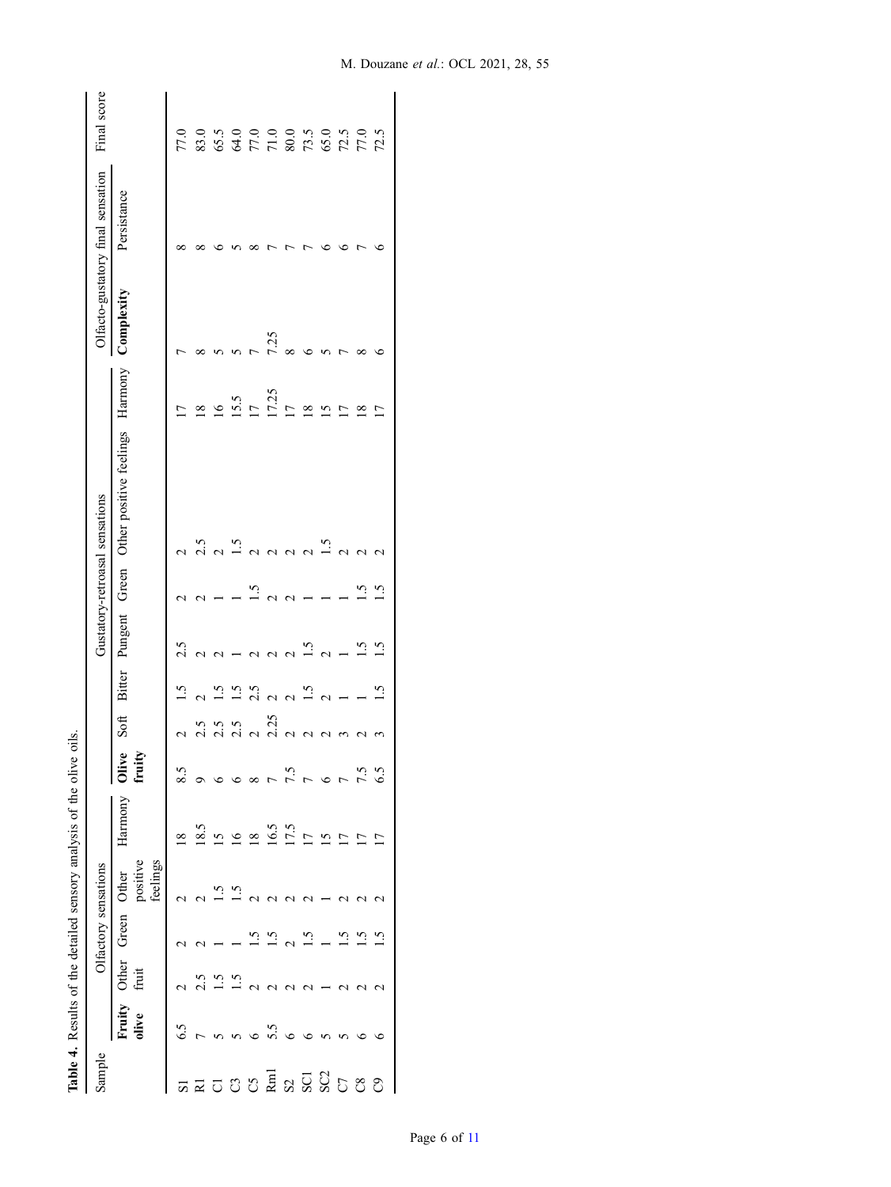**Table 4.** Results of the detailed sensory analysis of the olive oils.

| Sample | Olfactory sensations | | | | | Gustatory-retroasal sensations | | | | | | | Olfacto-gustatory final sensation | | Final score |
|---|---|---|---|---|---|---|---|---|---|---|---|---|---|---|---|
| | Fruity olive | Other fruit | Green | Other positive feelings | Harmony | Olive fruity | Soft | Bitter | Pungent | Green | Other positive feelings | Harmony | Complexity | Persistance | |
| S1 | 6.5 | 2 | 2 | 2 | 18 | 8.5 | 2 | 1.5 | 2.5 | 2 | 2 | 17 | 7 | 8 | 77.0 |
| R1 | 7 | 2.5 | 2 | 2 | 18.5 | 9 | 2.5 | 2 | 2 | 2 | 2.5 | 18 | 8 | 8 | 83.0 |
| C1 | 5 | 1.5 | 1 | 1.5 | 15 | 6 | 2.5 | 1.5 | 2 | 1 | 2 | 16 | 5 | 6 | 65.5 |
| C3 | 5 | 1.5 | 1 | 1.5 | 16 | 6 | 2.5 | 1.5 | 1 | 1 | 1.5 | 15.5 | 5 | 5 | 64.0 |
| C5 | 6 | 2 | 1.5 | 2 | 18 | 8 | 2 | 2.5 | 2 | 1.5 | 2 | 17 | 7 | 8 | 77.0 |
| Rm1 | 5.5 | 2 | 1.5 | 2 | 16.5 | 7 | 2.25 | 2 | 2 | 2 | 2 | 17.25 | 7.25 | 7 | 71.0 |
| S2 | 6 | 2 | 2 | 2 | 17.5 | 7.5 | 2 | 2 | 2 | 2 | 2 | 17 | 8 | 7 | 80.0 |
| SC1 | 6 | 2 | 1.5 | 2 | 17 | 7 | 2 | 1.5 | 1.5 | 1 | 2 | 18 | 6 | 7 | 73.5 |
| SC2 | 5 | 1 | 1 | 1 | 15 | 6 | 2 | 2 | 2 | 1 | 1.5 | 15 | 5 | 6 | 65.0 |
| C7 | 5 | 2 | 1.5 | 2 | 17 | 7 | 3 | 1 | 1 | 1 | 2 | 17 | 7 | 6 | 72.5 |
| C8 | 6 | 2 | 1.5 | 2 | 17 | 7.5 | 2 | 1 | 1.5 | 1.5 | 2 | 18 | 8 | 7 | 77.0 |
| C9 | 6 | 2 | 1.5 | 2 | 17 | 6.5 | 3 | 1.5 | 1.5 | 1.5 | 2 | 17 | 6 | 6 | 72.5 |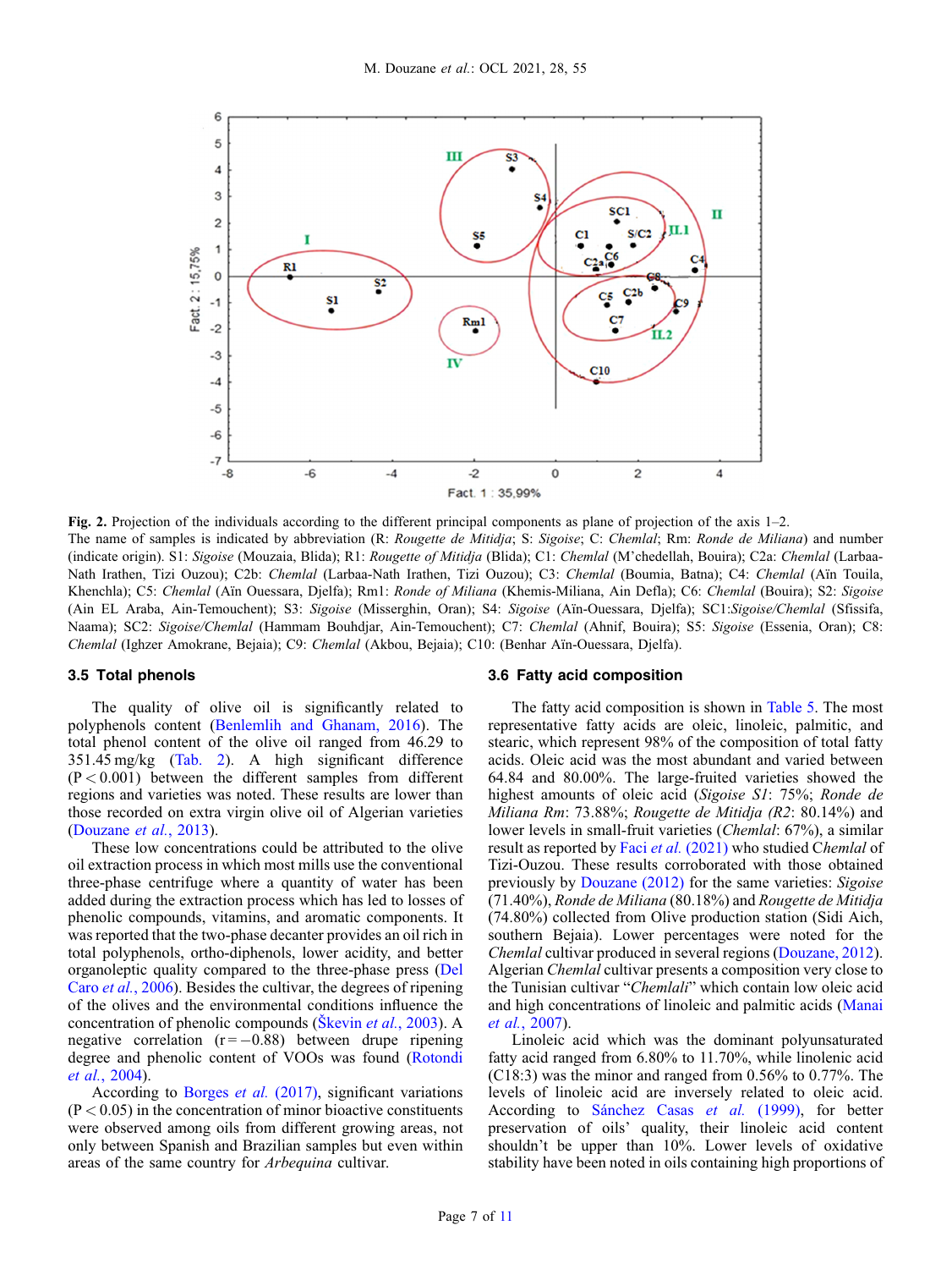**Fig. 2.** Projection of the individuals according to the different principal components as plane of projection of the axis 1–2.
The name of samples is indicated by abbreviation (R: *Rougette de Mitidja*; S: *Sigoise*; C: *Chemlal*; Rm: *Ronde de Miliana*) and number (indicate origin). S1: *Sigoise* (Mouzaia, Blida); R1: *Rougette of Mitidja* (Blida); C1: *Chemlal* (M'chedellah, Bouira); C2a: *Chemlal* (Larbaa-Nath Irathen, Tizi Ouzou); C2b: *Chemlal* (Larbaa-Nath Irathen, Tizi Ouzou); C3: *Chemlal* (Boumia, Batna); C4: *Chemlal* (Aïn Touila, Khenchla); C5: *Chemlal* (Aïn Ouessara, Djelfa); Rm1: *Ronde of Miliana* (Khemis-Miliana, Ain Defla); C6: *Chemlal* (Bouira); S2: *Sigoise* (Ain EL Araba, Ain-Temouchent); S3: *Sigoise* (Misserghin, Oran); S4: *Sigoise* (Aïn-Ouessara, Djelfa); SC1:*Sigoise/Chemlal* (Sfissifa, Naama); SC2: *Sigoise/Chemlal* (Hammam Bouhdjar, Ain-Temouchent); C7: *Chemlal* (Ahnif, Bouira); S5: *Sigoise* (Essenia, Oran); C8: *Chemlal* (Ighzer Amokrane, Bejaia); C9: *Chemlal* (Akbou, Bejaia); C10: (Benhar Aïn-Ouessara, Djelfa).

### 3.5 Total phenols

The quality of olive oil is significantly related to polyphenols content (Benlemlih and Ghanam, 2016). The total phenol content of the olive oil ranged from 46.29 to 351.45 mg/kg (Tab. 2). A high significant difference ($P < 0.001$) between the different samples from different regions and varieties was noted. These results are lower than those recorded on extra virgin olive oil of Algerian varieties (Douzane *et al.*, 2013).

These low concentrations could be attributed to the olive oil extraction process in which most mills use the conventional three-phase centrifuge where a quantity of water has been added during the extraction process which has led to losses of phenolic compounds, vitamins, and aromatic components. It was reported that the two-phase decanter provides an oil rich in total polyphenols, ortho-diphenols, lower acidity, and better organoleptic quality compared to the three-phase press (Del Caro *et al.*, 2006). Besides the cultivar, the degrees of ripening of the olives and the environmental conditions influence the concentration of phenolic compounds (Škevin *et al.*, 2003). A negative correlation ($r = -0.88$) between drupe ripening degree and phenolic content of VOOs was found (Rotondi *et al.*, 2004).

According to Borges *et al.* (2017), significant variations ($P < 0.05$) in the concentration of minor bioactive constituents were observed among oils from different growing areas, not only between Spanish and Brazilian samples but even within areas of the same country for *Arbequina* cultivar.

### 3.6 Fatty acid composition

The fatty acid composition is shown in Table 5. The most representative fatty acids are oleic, linoleic, palmitic, and stearic, which represent 98% of the composition of total fatty acids. Oleic acid was the most abundant and varied between 64.84 and 80.00%. The large-fruited varieties showed the highest amounts of oleic acid (*Sigoise S1*: 75%; *Ronde de Miliana Rm*: 73.88%; *Rougette de Mitidja (R2*: 80.14%) and lower levels in small-fruit varieties (*Chemlal*: 67%), a similar result as reported by Faci *et al.* (2021) who studied *Chemlal* of Tizi-Ouzou. These results corroborated with those obtained previously by Douzane (2012) for the same varieties: *Sigoise* (71.40%), *Ronde de Miliana* (80.18%) and *Rougette de Mitidja* (74.80%) collected from Olive production station (Sidi Aich, southern Bejaia). Lower percentages were noted for the *Chemlal* cultivar produced in several regions (Douzane, 2012). Algerian *Chemlal* cultivar presents a composition very close to the Tunisian cultivar "*Chemlali*" which contain low oleic acid and high concentrations of linoleic and palmitic acids (Manai *et al.*, 2007).

Linoleic acid which was the dominant polyunsaturated fatty acid ranged from 6.80% to 11.70%, while linolenic acid (C18:3) was the minor and ranged from 0.56% to 0.77%. The levels of linoleic acid are inversely related to oleic acid. According to Sánchez Casas *et al.* (1999), for better preservation of oils' quality, their linoleic acid content shouldn't be upper than 10%. Lower levels of oxidative stability have been noted in oils containing high proportions of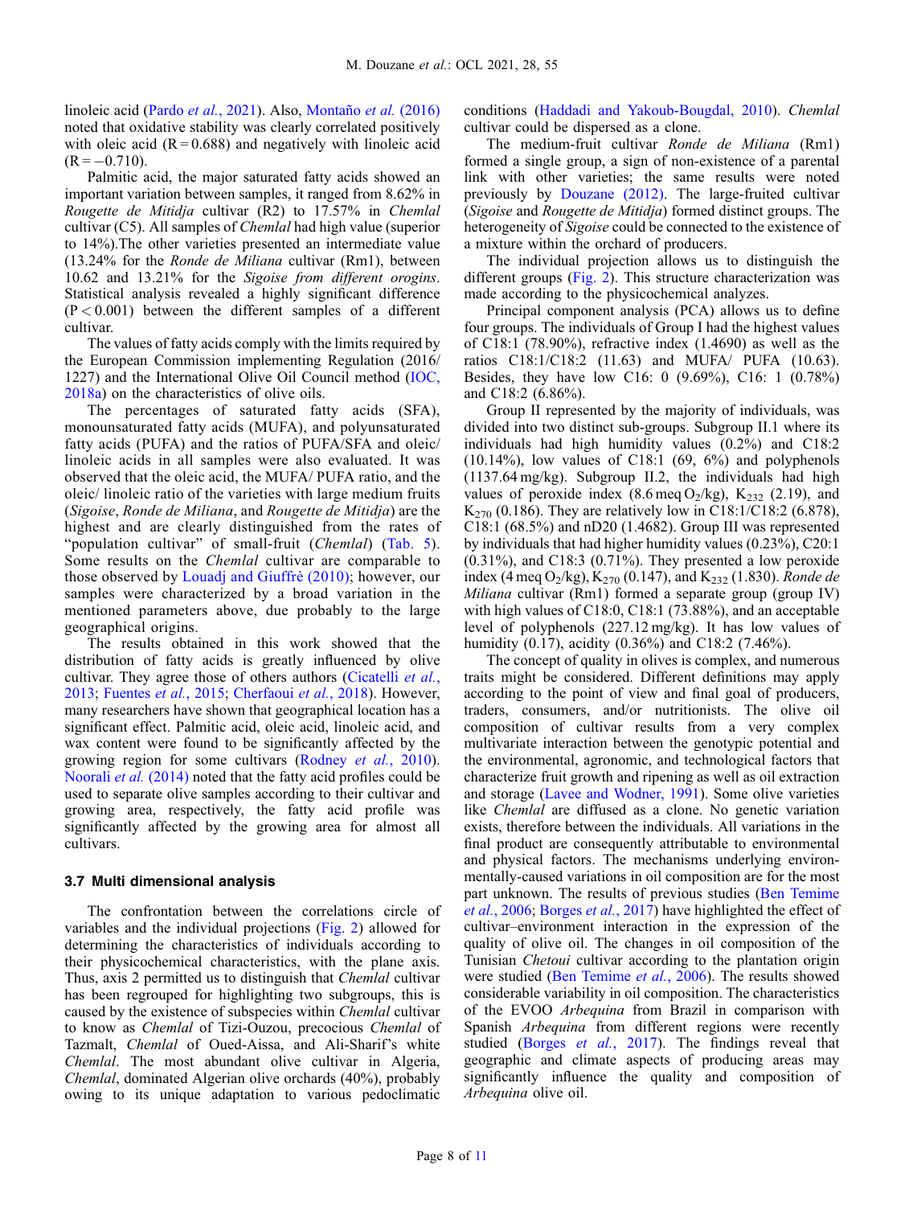linoleic acid (Pardo *et al.*, 2021). Also, Montaño *et al.* (2016) noted that oxidative stability was clearly correlated positively with oleic acid ($R = 0.688$) and negatively with linoleic acid ($R = -0.710$).

Palmitic acid, the major saturated fatty acids showed an important variation between samples, it ranged from 8.62% in *Rougette de Mitidja* cultivar (R2) to 17.57% in *Chemlal* cultivar (C5). All samples of *Chemlal* had high value (superior to 14%).The other varieties presented an intermediate value (13.24% for the *Ronde de Miliana* cultivar (Rm1), between 10.62 and 13.21% for the *Sigoise from different orogins*. Statistical analysis revealed a highly significant difference ($P < 0.001$) between the different samples of a different cultivar.

The values of fatty acids comply with the limits required by the European Commission implementing Regulation (2016/1227) and the International Olive Oil Council method (IOC, 2018a) on the characteristics of olive oils.

The percentages of saturated fatty acids (SFA), monounsaturated fatty acids (MUFA), and polyunsaturated fatty acids (PUFA) and the ratios of PUFA/SFA and oleic/linoleic acids in all samples were also evaluated. It was observed that the oleic acid, the MUFA/ PUFA ratio, and the oleic/ linoleic ratio of the varieties with large medium fruits (*Sigoise*, *Ronde de Miliana*, and *Rougette de Mitidja*) are the highest and are clearly distinguished from the rates of "population cultivar" of small-fruit (*Chemlal*) (Tab. 5). Some results on the *Chemlal* cultivar are comparable to those observed by Louadj and Giuffrè (2010); however, our samples were characterized by a broad variation in the mentioned parameters above, due probably to the large geographical origins.

The results obtained in this work showed that the distribution of fatty acids is greatly influenced by olive cultivar. They agree those of others authors (Cicatelli *et al.*, 2013; Fuentes *et al.*, 2015; Cherfaoui *et al.*, 2018). However, many researchers have shown that geographical location has a significant effect. Palmitic acid, oleic acid, linoleic acid, and wax content were found to be significantly affected by the growing region for some cultivars (Rodney *et al.*, 2010). Noorali *et al.* (2014) noted that the fatty acid profiles could be used to separate olive samples according to their cultivar and growing area, respectively, the fatty acid profile was significantly affected by the growing area for almost all cultivars.

### 3.7 Multi dimensional analysis

The confrontation between the correlations circle of variables and the individual projections (Fig. 2) allowed for determining the characteristics of individuals according to their physicochemical characteristics, with the plane axis. Thus, axis 2 permitted us to distinguish that *Chemlal* cultivar has been regrouped for highlighting two subgroups, this is caused by the existence of subspecies within *Chemlal* cultivar to know as *Chemlal* of Tizi-Ouzou, precocious *Chemlal* of Tazmalt, *Chemlal* of Oued-Aissa, and Ali-Sharif's white *Chemlal*. The most abundant olive cultivar in Algeria, *Chemlal*, dominated Algerian olive orchards (40%), probably owing to its unique adaptation to various pedoclimatic conditions (Haddadi and Yakoub-Bougdal, 2010). *Chemlal* cultivar could be dispersed as a clone.

The medium-fruit cultivar *Ronde de Miliana* (Rm1) formed a single group, a sign of non-existence of a parental link with other varieties; the same results were noted previously by Douzane (2012). The large-fruited cultivar (*Sigoise* and *Rougette de Mitidja*) formed distinct groups. The heterogeneity of *Sigoise* could be connected to the existence of a mixture within the orchard of producers.

The individual projection allows us to distinguish the different groups (Fig. 2). This structure characterization was made according to the physicochemical analyzes.

Principal component analysis (PCA) allows us to define four groups. The individuals of Group I had the highest values of C18:1 (78.90%), refractive index (1.4690) as well as the ratios C18:1/C18:2 (11.63) and MUFA/ PUFA (10.63). Besides, they have low C16: 0 (9.69%), C16: 1 (0.78%) and C18:2 (6.86%).

Group II represented by the majority of individuals, was divided into two distinct sub-groups. Subgroup II.1 where its individuals had high humidity values (0.2%) and C18:2 (10.14%), low values of C18:1 (69, 6%) and polyphenols (1137.64 mg/kg). Subgroup II.2, the individuals had high values of peroxide index (8.6 meq $O_2$/kg), $K_{232}$ (2.19), and $K_{270}$ (0.186). They are relatively low in C18:1/C18:2 (6.878), C18:1 (68.5%) and nD20 (1.4682). Group III was represented by individuals that had higher humidity values (0.23%), C20:1 (0.31%), and C18:3 (0.71%). They presented a low peroxide index (4 meq $O_2$/kg), $K_{270}$ (0.147), and $K_{232}$ (1.830). *Ronde de Miliana* cultivar (Rm1) formed a separate group (group IV) with high values of C18:0, C18:1 (73.88%), and an acceptable level of polyphenols (227.12 mg/kg). It has low values of humidity (0.17), acidity (0.36%) and C18:2 (7.46%).

The concept of quality in olives is complex, and numerous traits might be considered. Different definitions may apply according to the point of view and final goal of producers, traders, consumers, and/or nutritionists. The olive oil composition of cultivar results from a very complex multivariate interaction between the genotypic potential and the environmental, agronomic, and technological factors that characterize fruit growth and ripening as well as oil extraction and storage (Lavee and Wodner, 1991). Some olive varieties like *Chemlal* are diffused as a clone. No genetic variation exists, therefore between the individuals. All variations in the final product are consequently attributable to environmental and physical factors. The mechanisms underlying environmentally-caused variations in oil composition are for the most part unknown. The results of previous studies (Ben Temime *et al.*, 2006; Borges *et al.*, 2017) have highlighted the effect of cultivar–environment interaction in the expression of the quality of olive oil. The changes in oil composition of the Tunisian *Chetoui* cultivar according to the plantation origin were studied (Ben Temime *et al.*, 2006). The results showed considerable variability in oil composition. The characteristics of the EVOO *Arbequina* from Brazil in comparison with Spanish *Arbequina* from different regions were recently studied (Borges *et al.*, 2017). The findings reveal that geographic and climate aspects of producing areas may significantly influence the quality and composition of *Arbequina* olive oil.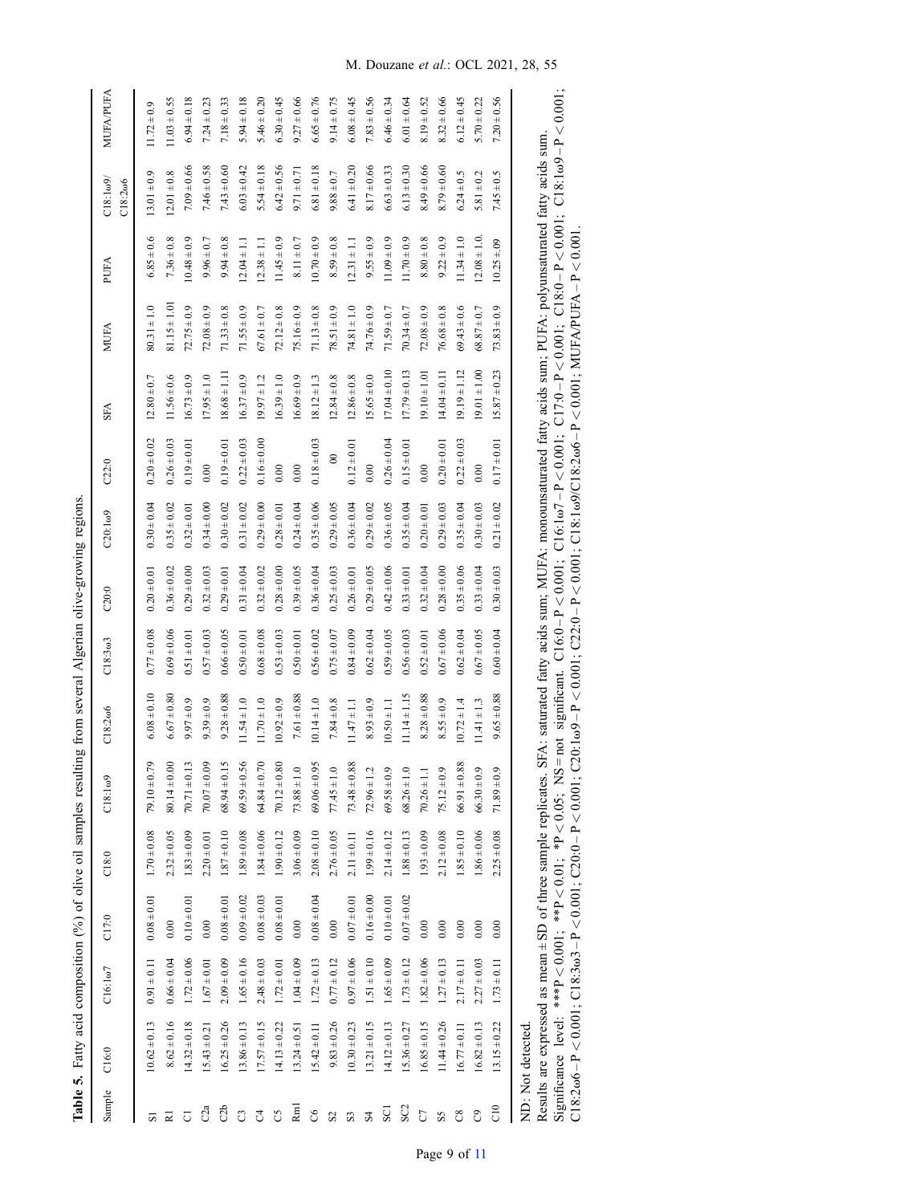**Table 5.** Fatty acid composition (%) of olive oil samples resulting from several Algerian olive-growing regions.

| Sample | C16:0 | C16:1ω7 | C17:0 | C18:0 | C18:1ω9 | C18:2ω6 | C18:3ω3 | C20:0 | C20:1ω9 | C22:0 | SFA | MUFA | PUFA | C18:1ω9/ C18:2ω6 | MUFA/PUFA |
|---|---|---|---|---|---|---|---|---|---|---|---|---|---|---|---|
| S1 | 10.62 ± 0.13 | 0.91 ± 0.11 | 0.08 ± 0.01 | 1.70 ± 0.08 | 79.10 ± 0.79 | 6.08 ± 0.10 | 0.77 ± 0.08 | 0.20 ± 0.01 | 0.30 ± 0.04 | 0.20 ± 0.02 | 12.80 ± 0.7 | 80.31 ± 1.0 | 6.85 ± 0.6 | 13.01 ± 0.9 | 11.72 ± 0.9 |
| R1 | 8.62 ± 0.16 | 0.66 ± 0.04 | 0.00 | 2.32 ± 0.05 | 80.14 ± 0.00 | 6.67 ± 0.80 | 0.69 ± 0.06 | 0.36 ± 0.02 | 0.35 ± 0.02 | 0.26 ± 0.03 | 11.56 ± 0.6 | 81.15 ± 1.01 | 7.36 ± 0.8 | 12.01 ± 0.8 | 11.03 ± 0.55 |
| C1 | 14.32 ± 0.18 | 1.72 ± 0.06 | 0.10 ± 0.01 | 1.83 ± 0.09 | 70.71 ± 0.13 | 9.97 ± 0.9 | 0.51 ± 0.01 | 0.29 ± 0.00 | 0.32 ± 0.01 | 0.19 ± 0.01 | 16.73 ± 0.9 | 72.75 ± 0.9 | 10.48 ± 0.9 | 7.09 ± 0.66 | 6.94 ± 0.18 |
| C2a | 15.43 ± 0.21 | 1.67 ± 0.01 | 0.00 | 2.20 ± 0.01 | 70.07 ± 0.09 | 9.39 ± 0.9 | 0.57 ± 0.03 | 0.32 ± 0.03 | 0.34 ± 0.00 | 0.00 | 17.95 ± 1.0 | 72.08 ± 0.9 | 9.96 ± 0.7 | 7.46 ± 0.58 | 7.24 ± 0.23 |
| C2b | 16.25 ± 0.26 | 2.09 ± 0.09 | 0.08 ± 0.01 | 1.87 ± 0.10 | 68.94 ± 0.15 | 9.28 ± 0.88 | 0.66 ± 0.05 | 0.29 ± 0.01 | 0.30 ± 0.02 | 0.19 ± 0.01 | 18.68 ± 1.11 | 71.33 ± 0.8 | 9.94 ± 0.8 | 7.43 ± 0.60 | 7.18 ± 0.33 |
| C3 | 13.86 ± 0.13 | 1.65 ± 0.16 | 0.09 ± 0.02 | 1.89 ± 0.08 | 69.59 ± 0.56 | 11.54 ± 1.0 | 0.50 ± 0.01 | 0.31 ± 0.04 | 0.31 ± 0.02 | 0.22 ± 0.03 | 16.37 ± 0.9 | 71.55 ± 0.9 | 12.04 ± 1.1 | 6.03 ± 0.42 | 5.94 ± 0.18 |
| C4 | 17.57 ± 0.15 | 2.48 ± 0.03 | 0.08 ± 0.03 | 1.84 ± 0.06 | 64.84 ± 0.70 | 11.70 ± 1.0 | 0.68 ± 0.08 | 0.32 ± 0.02 | 0.29 ± 0.00 | 0.16 ± 0.00 | 19.97 ± 1.2 | 67.61 ± 0.7 | 12.38 ± 1.1 | 5.54 ± 0.18 | 5.46 ± 0.20 |
| C5 | 14.13 ± 0.22 | 1.72 ± 0.01 | 0.08 ± 0.01 | 1.90 ± 0.12 | 70.12 ± 0.80 | 10.92 ± 0.9 | 0.53 ± 0.03 | 0.28 ± 0.00 | 0.28 ± 0.01 | 0.00 | 16.39 ± 1.0 | 72.12 ± 0.8 | 11.45 ± 0.9 | 6.42 ± 0.56 | 6.30 ± 0.45 |
| Rm1 | 13.24 ± 0.51 | 1.04 ± 0.09 | 0.00 | 3.06 ± 0.09 | 73.88 ± 1.0 | 7.61 ± 0.88 | 0.50 ± 0.01 | 0.39 ± 0.05 | 0.24 ± 0.04 | 0.00 | 16.69 ± 0.9 | 75.16 ± 0.9 | 8.11 ± 0.7 | 9.71 ± 0.71 | 9.27 ± 0.66 |
| C6 | 15.42 ± 0.11 | 1.72 ± 0.13 | 0.08 ± 0.04 | 2.08 ± 0.10 | 69.06 ± 0.95 | 10.14 ± 1.0 | 0.56 ± 0.02 | 0.36 ± 0.04 | 0.35 ± 0.06 | 0.18 ± 0.03 | 18.12 ± 1.3 | 71.13 ± 0.8 | 10.70 ± 0.9 | 6.81 ± 0.18 | 6.65 ± 0.76 |
| S2 | 9.83 ± 0.26 | 0.77 ± 0.12 | 0.00 | 2.76 ± 0.05 | 77.45 ± 1.0 | 7.84 ± 0.8 | 0.75 ± 0.07 | 0.25 ± 0.03 | 0.29 ± 0.05 | 00 | 12.84 ± 0.8 | 78.51 ± 0.9 | 8.59 ± 0.8 | 9.88 ± 0.7 | 9.14 ± 0.75 |
| S3 | 10.30 ± 0.23 | 0.97 ± 0.06 | 0.07 ± 0.01 | 2.11 ± 0.11 | 73.48 ± 0.88 | 11.47 ± 1.1 | 0.84 ± 0.09 | 0.26 ± 0.01 | 0.36 ± 0.04 | 0.12 ± 0.01 | 12.86 ± 0.8 | 74.81 ± 1.0 | 12.31 ± 1.1 | 6.41 ± 0.20 | 6.08 ± 0.45 |
| S4 | 13.21 ± 0.15 | 1.51 ± 0.10 | 0.16 ± 0.00 | 1.99 ± 0.16 | 72.96 ± 1.2 | 8.93 ± 0.9 | 0.62 ± 0.04 | 0.29 ± 0.05 | 0.29 ± 0.02 | 0.00 | 15.65 ± 0.0 | 74.76 ± 0.9 | 9.55 ± 0.9 | 8.17 ± 0.66 | 7.83 ± 0.56 |
| SC1 | 14.12 ± 0.13 | 1.65 ± 0.09 | 0.10 ± 0.01 | 2.14 ± 0.12 | 69.58 ± 0.9 | 10.50 ± 1.1 | 0.59 ± 0.05 | 0.42 ± 0.06 | 0.36 ± 0.05 | 0.26 ± 0.04 | 17.04 ± 0.10 | 71.59 ± 0.7 | 11.09 ± 0.9 | 6.63 ± 0.33 | 6.46 ± 0.34 |
| SC2 | 15.36 ± 0.27 | 1.73 ± 0.12 | 0.07 ± 0.02 | 1.88 ± 0.13 | 68.26 ± 1.0 | 11.14 ± 1.15 | 0.56 ± 0.03 | 0.33 ± 0.01 | 0.35 ± 0.04 | 0.15 ± 0.01 | 17.79 ± 0.13 | 70.34 ± 0.7 | 11.70 ± 0.9 | 6.13 ± 0.30 | 6.01 ± 0.64 |
| C7 | 16.85 ± 0.15 | 1.82 ± 0.06 | 0.00 | 1.93 ± 0.09 | 70.26 ± 1.1 | 8.28 ± 0.88 | 0.52 ± 0.01 | 0.32 ± 0.04 | 0.20 ± 0.01 | 0.00 | 19.10 ± 1.01 | 72.08 ± 0.9 | 8.80 ± 0.8 | 8.49 ± 0.66 | 8.19 ± 0.52 |
| S5 | 11.44 ± 0.26 | 1.27 ± 0.13 | 0.00 | 2.12 ± 0.08 | 75.12 ± 0.9 | 8.55 ± 0.9 | 0.67 ± 0.06 | 0.28 ± 0.00 | 0.29 ± 0.03 | 0.20 ± 0.01 | 14.04 ± 0.11 | 76.68 ± 0.8 | 9.22 ± 0.9 | 8.79 ± 0.60 | 8.32 ± 0.66 |
| C8 | 16.77 ± 0.11 | 2.17 ± 0.11 | 0.00 | 1.85 ± 0.10 | 66.91 ± 0.88 | 10.72 ± 1.4 | 0.62 ± 0.04 | 0.35 ± 0.06 | 0.35 ± 0.04 | 0.22 ± 0.03 | 19.19 ± 1.12 | 69.43 ± 0.6 | 11.34 ± 1.0 | 6.24 ± 0.5 | 6.12 ± 0.45 |
| C9 | 16.82 ± 0.13 | 2.27 ± 0.03 | 0.00 | 1.86 ± 0.06 | 66.30 ± 0.9 | 11.41 ± 1.3 | 0.67 ± 0.05 | 0.33 ± 0.04 | 0.30 ± 0.03 | 0.00 | 19.01 ± 1.00 | 68.87 ± 0.7 | 12.08 ± 1.0. | 5.81 ± 0.2 | 5.70 ± 0.22 |
| C10 | 13.15 ± 0.22 | 1.73 ± 0.11 | 0.00 | 2.25 ± 0.08 | 71.89 ± 0.9 | 9.65 ± 0.88 | 0.60 ± 0.04 | 0.30 ± 0.03 | 0.21 ± 0.02 | 0.17 ± 0.01 | 15.87 ± 0.23 | 73.83 ± 0.9 | 10.25 ± .09 | 7.45 ± 0.5 | 7.20 ± 0.56 |

ND: Not detected.

Results are expressed as mean ± SD of three sample replicates. SFA: saturated fatty acids sum; MUFA: monounsaturated fatty acids sum; PUFA: polyunsaturated fatty acids sum.

Significance level: ***$P < 0.001$; **$P < 0.01$; *$P < 0.05$; NS = not significant. C16:0 – $P < 0.001$; C16:1ω7 – $P < 0.001$; C17:0 – $P < 0.001$; C18:0 – $P < 0.001$; C18:1ω9 – $P < 0.001$; C18:2ω6 – $P < 0.001$; C18:3ω3 – $P < 0.001$; C20:0 – $P < 0.001$; C20:1ω9 – $P < 0.001$; C22:0 – $P < 0.001$; C18:1ω9/C18:2ω6 – $P < 0.001$; MUFA/PUFA – $P < 0.001$.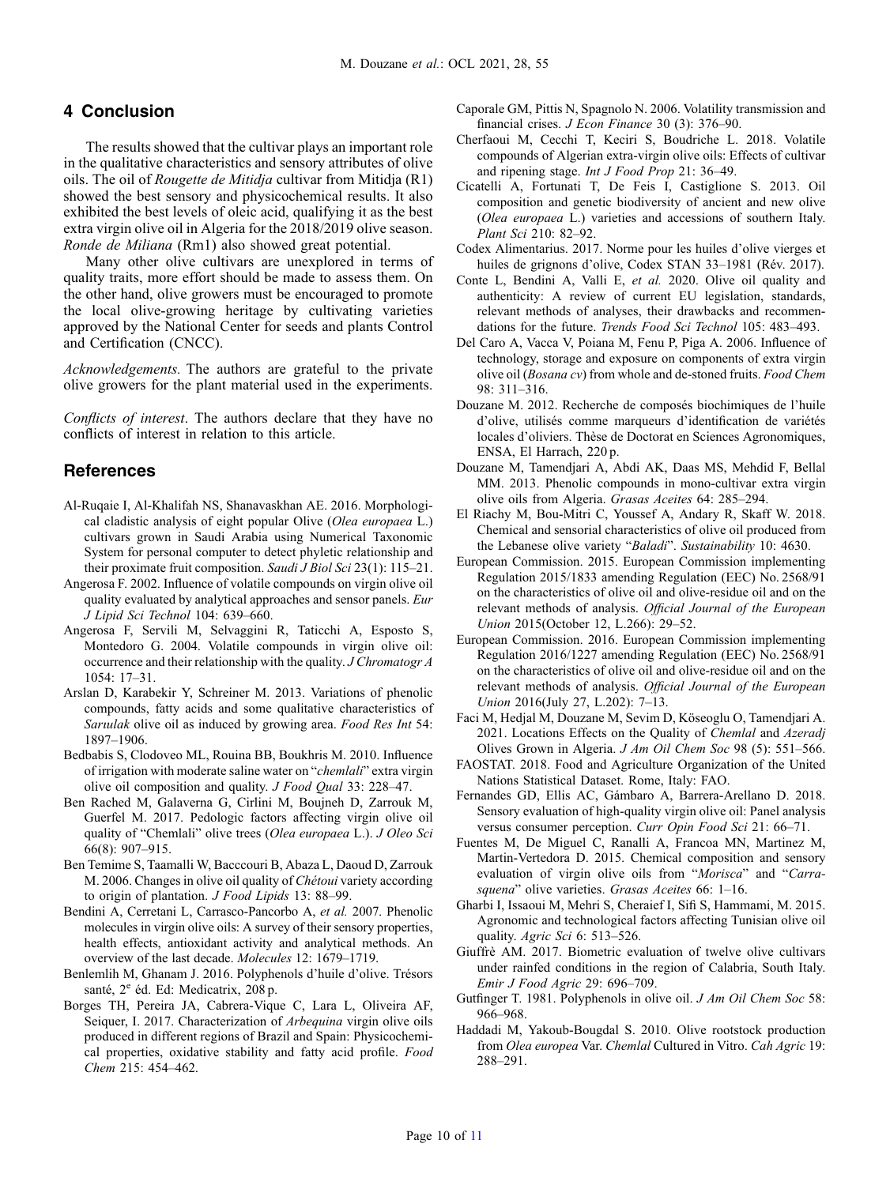## 4 Conclusion

The results showed that the cultivar plays an important role in the qualitative characteristics and sensory attributes of olive oils. The oil of *Rougette de Mitidja* cultivar from Mitidja (R1) showed the best sensory and physicochemical results. It also exhibited the best levels of oleic acid, qualifying it as the best extra virgin olive oil in Algeria for the 2018/2019 olive season. *Ronde de Miliana* (Rm1) also showed great potential.

Many other olive cultivars are unexplored in terms of quality traits, more effort should be made to assess them. On the other hand, olive growers must be encouraged to promote the local olive-growing heritage by cultivating varieties approved by the National Center for seeds and plants Control and Certification (CNCC).

*Acknowledgements*. The authors are grateful to the private olive growers for the plant material used in the experiments.

*Conflicts of interest*. The authors declare that they have no conflicts of interest in relation to this article.

## References

Al-Ruqaie I, Al-Khalifah NS, Shanavaskhan AE. 2016. Morphological cladistic analysis of eight popular Olive (*Olea europaea* L.) cultivars grown in Saudi Arabia using Numerical Taxonomic System for personal computer to detect phyletic relationship and their proximate fruit composition. *Saudi J Biol Sci* 23(1): 115–21.

Angerosa F. 2002. Influence of volatile compounds on virgin olive oil quality evaluated by analytical approaches and sensor panels. *Eur J Lipid Sci Technol* 104: 639–660.

Angerosa F, Servili M, Selvaggini R, Taticchi A, Esposto S, Montedoro G. 2004. Volatile compounds in virgin olive oil: occurrence and their relationship with the quality. *J Chromatogr A* 1054: 17–31.

Arslan D, Karabekir Y, Schreiner M. 2013. Variations of phenolic compounds, fatty acids and some qualitative characteristics of *Sarıulak* olive oil as induced by growing area. *Food Res Int* 54: 1897–1906.

Bedbabis S, Clodoveo ML, Rouina BB, Boukhris M. 2010. Influence of irrigation with moderate saline water on "*chemlali*" extra virgin olive oil composition and quality. *J Food Qual* 33: 228–47.

Ben Rached M, Galaverna G, Cirlini M, Boujneh D, Zarrouk M, Guerfel M. 2017. Pedologic factors affecting virgin olive oil quality of "Chemlali" olive trees (*Olea europaea* L.). *J Oleo Sci* 66(8): 907–915.

Ben Temime S, Taamalli W, Bacccouri B, Abaza L, Daoud D, Zarrouk M. 2006. Changes in olive oil quality of *Chétoui* variety according to origin of plantation. *J Food Lipids* 13: 88–99.

Bendini A, Cerretani L, Carrasco-Pancorbo A, *et al.* 2007. Phenolic molecules in virgin olive oils: A survey of their sensory properties, health effects, antioxidant activity and analytical methods. An overview of the last decade. *Molecules* 12: 1679–1719.

Benlemlih M, Ghanam J. 2016. Polyphenols d'huile d'olive. Trésors santé, 2e éd. Ed: Medicatrix, 208 p.

Borges TH, Pereira JA, Cabrera-Vique C, Lara L, Oliveira AF, Seiquer, I. 2017. Characterization of *Arbequina* virgin olive oils produced in different regions of Brazil and Spain: Physicochemical properties, oxidative stability and fatty acid profile. *Food Chem* 215: 454–462.

Caporale GM, Pittis N, Spagnolo N. 2006. Volatility transmission and financial crises. *J Econ Finance* 30 (3): 376–90.

Cherfaoui M, Cecchi T, Keciri S, Boudriche L. 2018. Volatile compounds of Algerian extra-virgin olive oils: Effects of cultivar and ripening stage. *Int J Food Prop* 21: 36–49.

Cicatelli A, Fortunati T, De Feis I, Castiglione S. 2013. Oil composition and genetic biodiversity of ancient and new olive (*Olea europaea* L.) varieties and accessions of southern Italy. *Plant Sci* 210: 82–92.

Codex Alimentarius. 2017. Norme pour les huiles d'olive vierges et huiles de grignons d'olive, Codex STAN 33–1981 (Rév. 2017).

Conte L, Bendini A, Valli E, *et al.* 2020. Olive oil quality and authenticity: A review of current EU legislation, standards, relevant methods of analyses, their drawbacks and recommendations for the future. *Trends Food Sci Technol* 105: 483–493.

Del Caro A, Vacca V, Poiana M, Fenu P, Piga A. 2006. Influence of technology, storage and exposure on components of extra virgin olive oil (*Bosana cv*) from whole and de-stoned fruits. *Food Chem* 98: 311–316.

Douzane M. 2012. Recherche de composés biochimiques de l'huile d'olive, utilisés comme marqueurs d'identification de variétés locales d'oliviers. Thèse de Doctorat en Sciences Agronomiques, ENSA, El Harrach, 220 p.

Douzane M, Tamendjari A, Abdi AK, Daas MS, Mehdid F, Bellal MM. 2013. Phenolic compounds in mono-cultivar extra virgin olive oils from Algeria. *Grasas Aceites* 64: 285–294.

El Riachy M, Bou-Mitri C, Youssef A, Andary R, Skaff W. 2018. Chemical and sensorial characteristics of olive oil produced from the Lebanese olive variety "*Baladi*". *Sustainability* 10: 4630.

European Commission. 2015. European Commission implementing Regulation 2015/1833 amending Regulation (EEC) No. 2568/91 on the characteristics of olive oil and olive-residue oil and on the relevant methods of analysis. *Official Journal of the European Union* 2015(October 12, L.266): 29–52.

European Commission. 2016. European Commission implementing Regulation 2016/1227 amending Regulation (EEC) No. 2568/91 on the characteristics of olive oil and olive-residue oil and on the relevant methods of analysis. *Official Journal of the European Union* 2016(July 27, L.202): 7–13.

Faci M, Hedjal M, Douzane M, Sevim D, Köseoglu O, Tamendjari A. 2021. Locations Effects on the Quality of *Chemlal* and *Azeradj* Olives Grown in Algeria. *J Am Oil Chem Soc* 98 (5): 551–566.

FAOSTAT. 2018. Food and Agriculture Organization of the United Nations Statistical Dataset. Rome, Italy: FAO.

Fernandes GD, Ellis AC, Gámbaro A, Barrera-Arellano D. 2018. Sensory evaluation of high-quality virgin olive oil: Panel analysis versus consumer perception. *Curr Opin Food Sci* 21: 66–71.

Fuentes M, De Miguel C, Ranalli A, Francoa MN, Martinez M, Martin-Vertedora D. 2015. Chemical composition and sensory evaluation of virgin olive oils from "*Morisca*" and "*Carrasquena*" olive varieties. *Grasas Aceites* 66: 1–16.

Gharbi I, Issaoui M, Mehri S, Cheraief I, Sifi S, Hammami, M. 2015. Agronomic and technological factors affecting Tunisian olive oil quality. *Agric Sci* 6: 513–526.

Giuffrè AM. 2017. Biometric evaluation of twelve olive cultivars under rainfed conditions in the region of Calabria, South Italy. *Emir J Food Agric* 29: 696–709.

Gutfinger T. 1981. Polyphenols in olive oil. *J Am Oil Chem Soc* 58: 966–968.

Haddadi M, Yakoub-Bougdal S. 2010. Olive rootstock production from *Olea europea* Var. *Chemlal* Cultured in Vitro. *Cah Agric* 19: 288–291.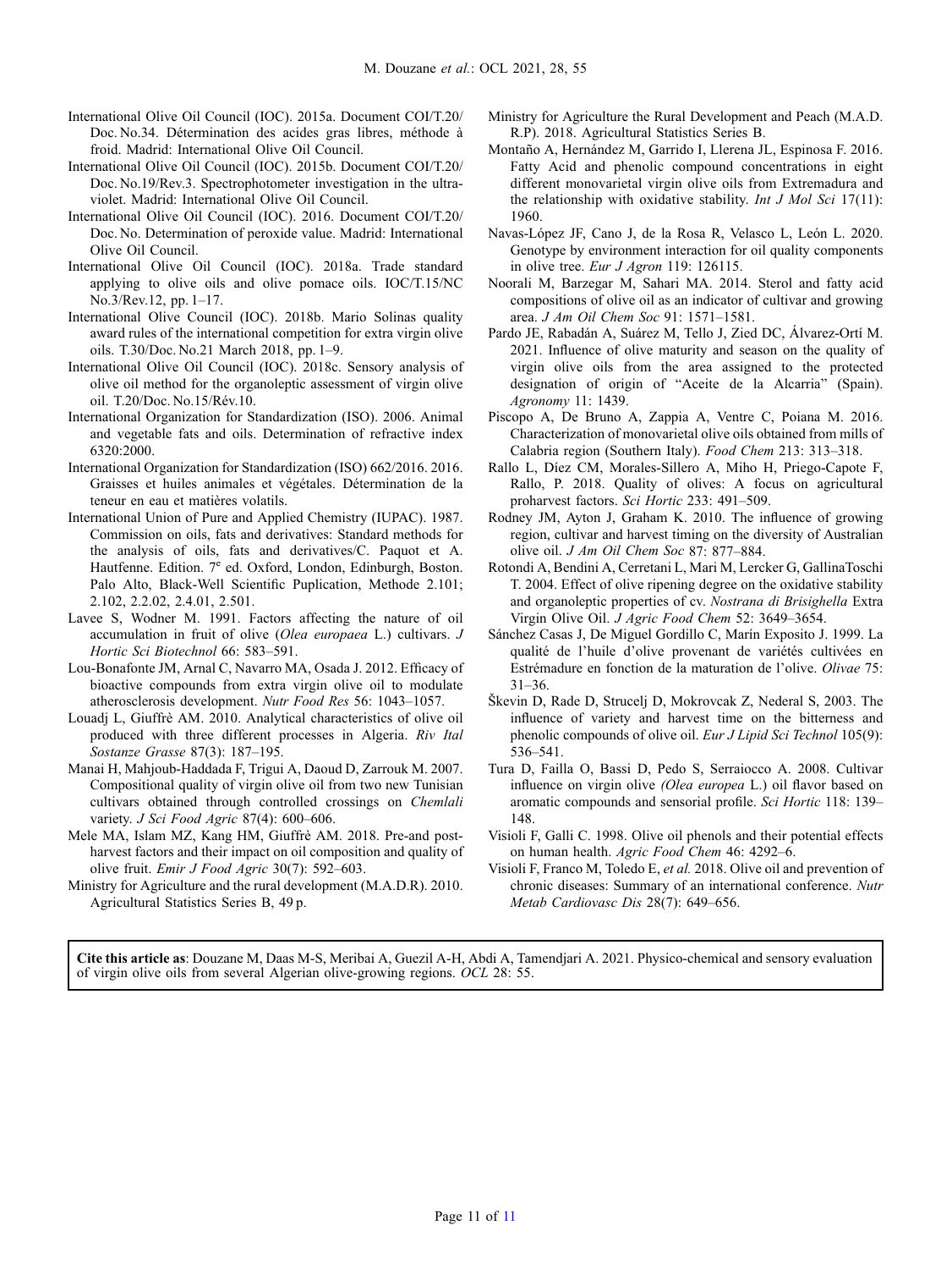International Olive Oil Council (IOC). 2015a. Document COI/T.20/ Doc. No.34. Détermination des acides gras libres, méthode à froid. Madrid: International Olive Oil Council.

International Olive Oil Council (IOC). 2015b. Document COI/T.20/ Doc. No.19/Rev.3. Spectrophotometer investigation in the ultraviolet. Madrid: International Olive Oil Council.

International Olive Oil Council (IOC). 2016. Document COI/T.20/ Doc. No. Determination of peroxide value. Madrid: International Olive Oil Council.

International Olive Oil Council (IOC). 2018a. Trade standard applying to olive oils and olive pomace oils. IOC/T.15/NC No.3/Rev.12, pp. 1–17.

International Olive Council (IOC). 2018b. Mario Solinas quality award rules of the international competition for extra virgin olive oils. T.30/Doc. No.21 March 2018, pp. 1–9.

International Olive Oil Council (IOC). 2018c. Sensory analysis of olive oil method for the organoleptic assessment of virgin olive oil. T.20/Doc. No.15/Rév.10.

International Organization for Standardization (ISO). 2006. Animal and vegetable fats and oils. Determination of refractive index 6320:2000.

International Organization for Standardization (ISO) 662/2016. 2016. Graisses et huiles animales et végétales. Détermination de la teneur en eau et matières volatils.

International Union of Pure and Applied Chemistry (IUPAC). 1987. Commission on oils, fats and derivatives: Standard methods for the analysis of oils, fats and derivatives/C. Paquot et A. Hautfenne. Edition. 7e ed. Oxford, London, Edinburgh, Boston. Palo Alto, Black-Well Scientific Puplication, Methode 2.101; 2.102, 2.2.02, 2.4.01, 2.501.

Lavee S, Wodner M. 1991. Factors affecting the nature of oil accumulation in fruit of olive (*Olea europaea* L.) cultivars. *J Hortic Sci Biotechnol* 66: 583–591.

Lou-Bonafonte JM, Arnal C, Navarro MA, Osada J. 2012. Efficacy of bioactive compounds from extra virgin olive oil to modulate atherosclerosis development. *Nutr Food Res* 56: 1043–1057.

Louadj L, Giuffrè AM. 2010. Analytical characteristics of olive oil produced with three different processes in Algeria. *Riv Ital Sostanze Grasse* 87(3): 187–195.

Manai H, Mahjoub-Haddada F, Trigui A, Daoud D, Zarrouk M. 2007. Compositional quality of virgin olive oil from two new Tunisian cultivars obtained through controlled crossings on *Chemlali* variety. *J Sci Food Agric* 87(4): 600–606.

Mele MA, Islam MZ, Kang HM, Giuffrè AM. 2018. Pre-and post-harvest factors and their impact on oil composition and quality of olive fruit. *Emir J Food Agric* 30(7): 592–603.

Ministry for Agriculture and the rural development (M.A.D.R). 2010. Agricultural Statistics Series B, 49 p.

Ministry for Agriculture the Rural Development and Peach (M.A.D. R.P). 2018. Agricultural Statistics Series B.

Montaño A, Hernández M, Garrido I, Llerena JL, Espinosa F. 2016. Fatty Acid and phenolic compound concentrations in eight different monovarietal virgin olive oils from Extremadura and the relationship with oxidative stability. *Int J Mol Sci* 17(11): 1960.

Navas-López JF, Cano J, de la Rosa R, Velasco L, León L. 2020. Genotype by environment interaction for oil quality components in olive tree. *Eur J Agron* 119: 126115.

Noorali M, Barzegar M, Sahari MA. 2014. Sterol and fatty acid compositions of olive oil as an indicator of cultivar and growing area. *J Am Oil Chem Soc* 91: 1571–1581.

Pardo JE, Rabadán A, Suárez M, Tello J, Zied DC, Álvarez-Ortí M. 2021. Influence of olive maturity and season on the quality of virgin olive oils from the area assigned to the protected designation of origin of "Aceite de la Alcarria" (Spain). *Agronomy* 11: 1439.

Piscopo A, De Bruno A, Zappia A, Ventre C, Poiana M. 2016. Characterization of monovarietal olive oils obtained from mills of Calabria region (Southern Italy). *Food Chem* 213: 313–318.

Rallo L, Díez CM, Morales-Sillero A, Miho H, Priego-Capote F, Rallo, P. 2018. Quality of olives: A focus on agricultural proharvest factors. *Sci Hortic* 233: 491–509.

Rodney JM, Ayton J, Graham K. 2010. The influence of growing region, cultivar and harvest timing on the diversity of Australian olive oil. *J Am Oil Chem Soc* 87: 877–884.

Rotondi A, Bendini A, Cerretani L, Mari M, Lercker G, GallinaToschi T. 2004. Effect of olive ripening degree on the oxidative stability and organoleptic properties of cv. *Nostrana di Brisighella* Extra Virgin Olive Oil. *J Agric Food Chem* 52: 3649–3654.

Sánchez Casas J, De Miguel Gordillo C, Marín Exposito J. 1999. La qualité de l'huile d'olive provenant de variétés cultivées en Estrémadure en fonction de la maturation de l'olive. *Olivae* 75: 31–36.

Škevin D, Rade D, Strucelj D, Mokrovcak Z, Nederal S, 2003. The influence of variety and harvest time on the bitterness and phenolic compounds of olive oil. *Eur J Lipid Sci Technol* 105(9): 536–541.

Tura D, Failla O, Bassi D, Pedo S, Serraiocco A. 2008. Cultivar influence on virgin olive *(Olea europea* L.) oil flavor based on aromatic compounds and sensorial profile. *Sci Hortic* 118: 139–148.

Visioli F, Galli C. 1998. Olive oil phenols and their potential effects on human health. *Agric Food Chem* 46: 4292–6.

Visioli F, Franco M, Toledo E, *et al.* 2018. Olive oil and prevention of chronic diseases: Summary of an international conference. *Nutr Metab Cardiovasc Dis* 28(7): 649–656.

**Cite this article as**: Douzane M, Daas M-S, Meribai A, Guezil A-H, Abdi A, Tamendjari A. 2021. Physico-chemical and sensory evaluation of virgin olive oils from several Algerian olive-growing regions. *OCL* 28: 55.